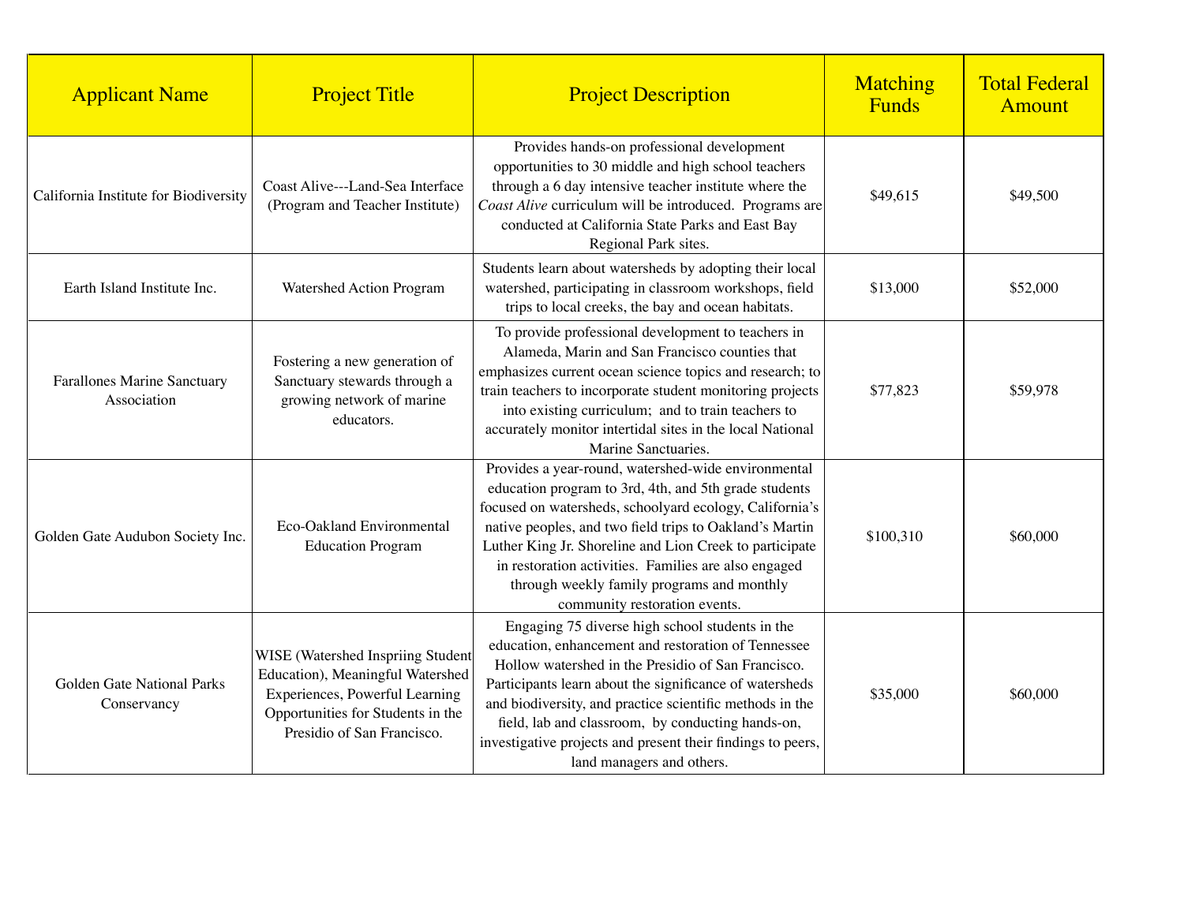| Applicant Name | Project Title | Project Description | Matching Funds | Total Federal Amount |
|---|---|---|---|---|
| California Institute for Biodiversity | Coast Alive---Land-Sea Interface (Program and Teacher Institute) | Provides hands-on professional development opportunities to 30 middle and high school teachers through a 6 day intensive teacher institute where the *Coast Alive* curriculum will be introduced. Programs are conducted at California State Parks and East Bay Regional Park sites. | $49,615 | $49,500 |
| Earth Island Institute Inc. | Watershed Action Program | Students learn about watersheds by adopting their local watershed, participating in classroom workshops, field trips to local creeks, the bay and ocean habitats. | $13,000 | $52,000 |
| Farallones Marine Sanctuary Association | Fostering a new generation of Sanctuary stewards through a growing network of marine educators. | To provide professional development to teachers in Alameda, Marin and San Francisco counties that emphasizes current ocean science topics and research; to train teachers to incorporate student monitoring projects into existing curriculum; and to train teachers to accurately monitor intertidal sites in the local National Marine Sanctuaries. | $77,823 | $59,978 |
| Golden Gate Audubon Society Inc. | Eco-Oakland Environmental Education Program | Provides a year-round, watershed-wide environmental education program to 3rd, 4th, and 5th grade students focused on watersheds, schoolyard ecology, California's native peoples, and two field trips to Oakland's Martin Luther King Jr. Shoreline and Lion Creek to participate in restoration activities. Families are also engaged through weekly family programs and monthly community restoration events. | $100,310 | $60,000 |
| Golden Gate National Parks Conservancy | WISE (Watershed Inspriing Student Education), Meaningful Watershed Experiences, Powerful Learning Opportunities for Students in the Presidio of San Francisco. | Engaging 75 diverse high school students in the education, enhancement and restoration of Tennessee Hollow watershed in the Presidio of San Francisco. Participants learn about the significance of watersheds and biodiversity, and practice scientific methods in the field, lab and classroom, by conducting hands-on, investigative projects and present their findings to peers, land managers and others. | $35,000 | $60,000 |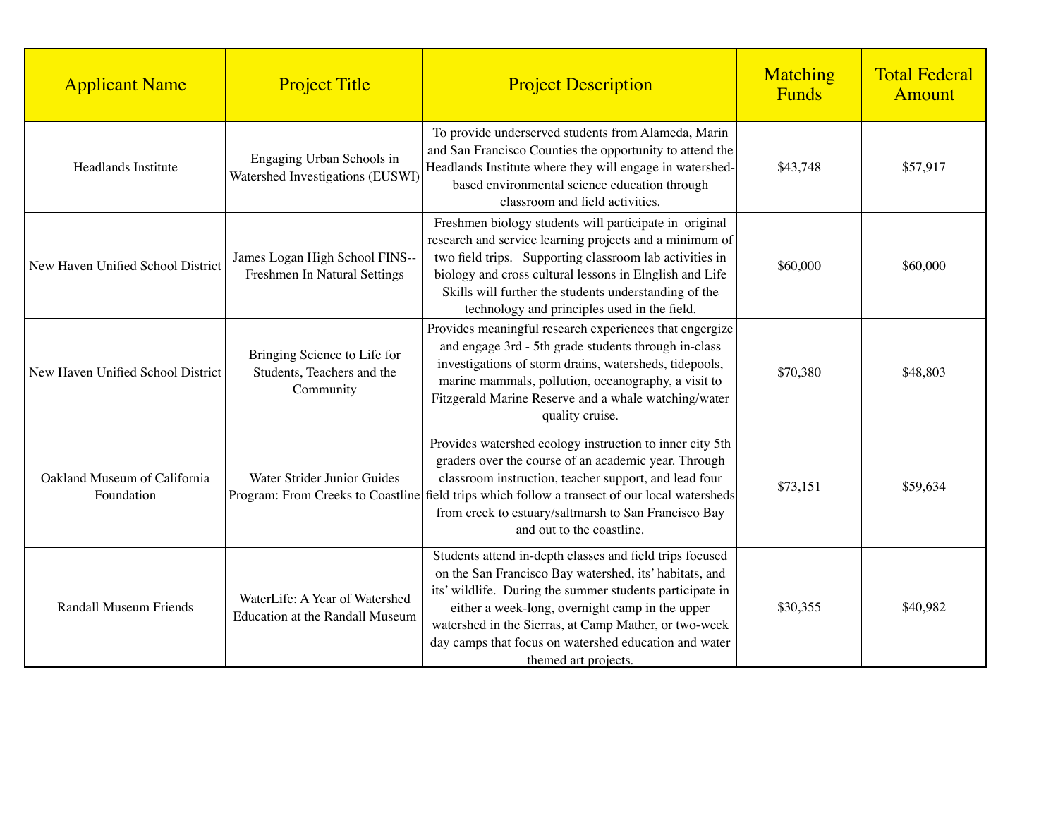| Applicant Name | Project Title | Project Description | Matching Funds | Total Federal Amount |
| --- | --- | --- | --- | --- |
| Headlands Institute | Engaging Urban Schools in Watershed Investigations (EUSWI) | To provide underserved students from Alameda, Marin and San Francisco Counties the opportunity to attend the Headlands Institute where they will engage in watershed-based environmental science education through classroom and field activities. | $43,748 | $57,917 |
| New Haven Unified School District | James Logan High School FINS--Freshmen In Natural Settings | Freshmen biology students will participate in original research and service learning projects and a minimum of two field trips. Supporting classroom lab activities in biology and cross cultural lessons in Elnglish and Life Skills will further the students understanding of the technology and principles used in the field. | $60,000 | $60,000 |
| New Haven Unified School District | Bringing Science to Life for Students, Teachers and the Community | Provides meaningful research experiences that engergize and engage 3rd - 5th grade students through in-class investigations of storm drains, watersheds, tidepools, marine mammals, pollution, oceanography, a visit to Fitzgerald Marine Reserve and a whale watching/water quality cruise. | $70,380 | $48,803 |
| Oakland Museum of California Foundation | Water Strider Junior Guides Program: From Creeks to Coastline | Provides watershed ecology instruction to inner city 5th graders over the course of an academic year. Through classroom instruction, teacher support, and lead four field trips which follow a transect of our local watersheds from creek to estuary/saltmarsh to San Francisco Bay and out to the coastline. | $73,151 | $59,634 |
| Randall Museum Friends | WaterLife: A Year of Watershed Education at the Randall Museum | Students attend in-depth classes and field trips focused on the San Francisco Bay watershed, its' habitats, and its' wildlife. During the summer students participate in either a week-long, overnight camp in the upper watershed in the Sierras, at Camp Mather, or two-week day camps that focus on watershed education and water themed art projects. | $30,355 | $40,982 |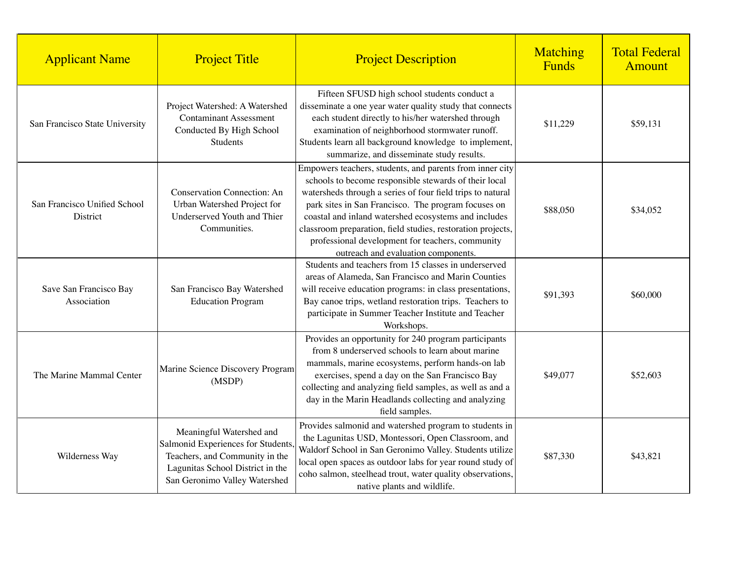| Applicant Name | Project Title | Project Description | Matching Funds | Total Federal Amount |
| --- | --- | --- | --- | --- |
| San Francisco State University | Project Watershed: A Watershed Contaminant Assessment Conducted By High School Students | Fifteen SFUSD high school students conduct a disseminate a one year water quality study that connects each student directly to his/her watershed through examination of neighborhood stormwater runoff. Students learn all background knowledge to implement, summarize, and disseminate study results. | $11,229 | $59,131 |
| San Francisco Unified School District | Conservation Connection: An Urban Watershed Project for Underserved Youth and Thier Communities. | Empowers teachers, students, and parents from inner city schools to become responsible stewards of their local watersheds through a series of four field trips to natural park sites in San Francisco. The program focuses on coastal and inland watershed ecosystems and includes classroom preparation, field studies, restoration projects, professional development for teachers, community outreach and evaluation components. | $88,050 | $34,052 |
| Save San Francisco Bay Association | San Francisco Bay Watershed Education Program | Students and teachers from 15 classes in underserved areas of Alameda, San Francisco and Marin Counties will receive education programs: in class presentations, Bay canoe trips, wetland restoration trips. Teachers to participate in Summer Teacher Institute and Teacher Workshops. | $91,393 | $60,000 |
| The Marine Mammal Center | Marine Science Discovery Program (MSDP) | Provides an opportunity for 240 program participants from 8 underserved schools to learn about marine mammals, marine ecosystems, perform hands-on lab exercises, spend a day on the San Francisco Bay collecting and analyzing field samples, as well as and a day in the Marin Headlands collecting and analyzing field samples. | $49,077 | $52,603 |
| Wilderness Way | Meaningful Watershed and Salmonid Experiences for Students, Teachers, and Community in the Lagunitas School District in the San Geronimo Valley Watershed | Provides salmonid and watershed program to students in the Lagunitas USD, Montessori, Open Classroom, and Waldorf School in San Geronimo Valley. Students utilize local open spaces as outdoor labs for year round study of coho salmon, steelhead trout, water quality observations, native plants and wildlife. | $87,330 | $43,821 |